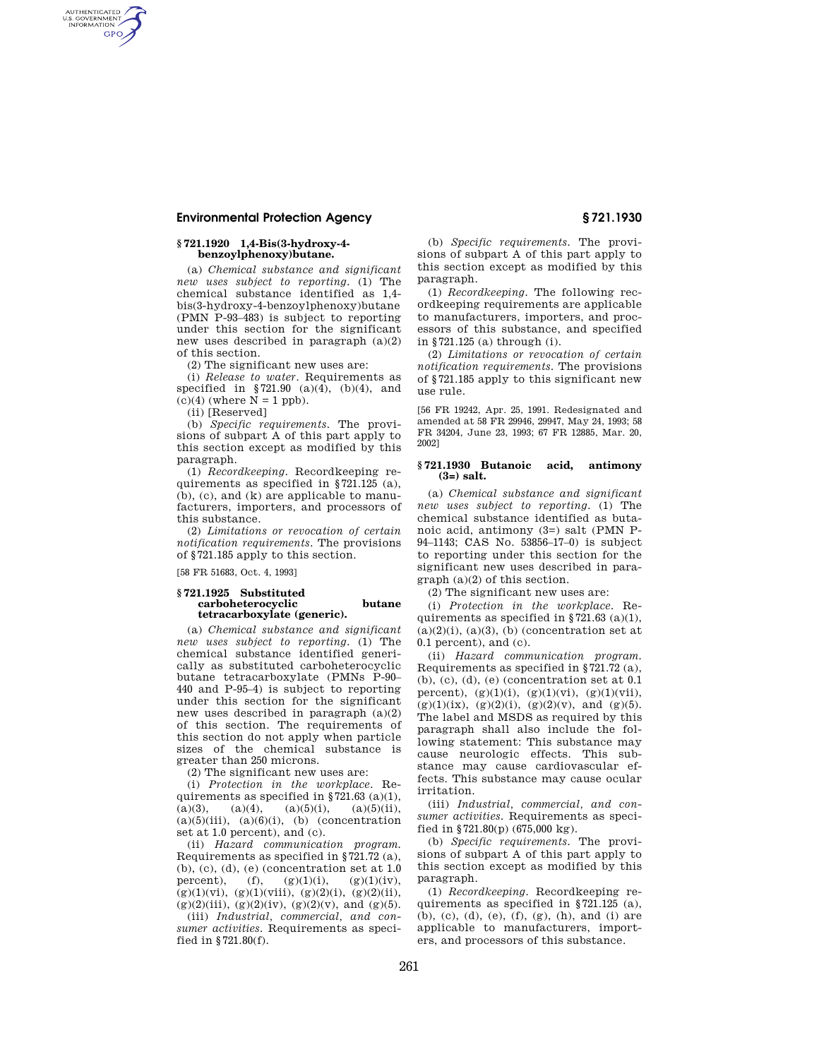### § 721.1920 1,4-Bis(3-hydroxy-4-benzoylphenoxy)butane.

(a) *Chemical substance and significant new uses subject to reporting.* (1) The chemical substance identified as 1,4-bis(3-hydroxy-4-benzoylphenoxy)butane (PMN P-93–483) is subject to reporting under this section for the significant new uses described in paragraph (a)(2) of this section.

(2) The significant new uses are:

(i) *Release to water.* Requirements as specified in § 721.90 (a)(4), (b)(4), and (c)(4) (where N = 1 ppb).

(ii) [Reserved]

(b) *Specific requirements.* The provisions of subpart A of this part apply to this section except as modified by this paragraph.

(1) *Recordkeeping.* Recordkeeping requirements as specified in § 721.125 (a), (b), (c), and (k) are applicable to manufacturers, importers, and processors of this substance.

(2) *Limitations or revocation of certain notification requirements.* The provisions of § 721.185 apply to this section.

[58 FR 51683, Oct. 4, 1993]

### § 721.1925 Substituted carboheterocyclic butane tetracarboxylate (generic).

(a) *Chemical substance and significant new uses subject to reporting.* (1) The chemical substance identified generically as substituted carboheterocyclic butane tetracarboxylate (PMNs P-90–440 and P-95–4) is subject to reporting under this section for the significant new uses described in paragraph (a)(2) of this section. The requirements of this section do not apply when particle sizes of the chemical substance is greater than 250 microns.

(2) The significant new uses are:

(i) *Protection in the workplace.* Requirements as specified in § 721.63 (a)(1), (a)(3), (a)(4), (a)(5)(i), (a)(5)(ii), (a)(5)(iii), (a)(6)(i), (b) (concentration set at 1.0 percent), and (c).

(ii) *Hazard communication program.* Requirements as specified in § 721.72 (a), (b), (c), (d), (e) (concentration set at 1.0 percent), (f), (g)(1)(i), (g)(1)(iv), (g)(1)(vi), (g)(1)(viii), (g)(2)(i), (g)(2)(ii), (g)(2)(iii), (g)(2)(iv), (g)(2)(v), and (g)(5).

(iii) *Industrial, commercial, and consumer activities.* Requirements as specified in § 721.80(f).

(b) *Specific requirements.* The provisions of subpart A of this part apply to this section except as modified by this paragraph.

(1) *Recordkeeping.* The following recordkeeping requirements are applicable to manufacturers, importers, and processors of this substance, and specified in § 721.125 (a) through (i).

(2) *Limitations or revocation of certain notification requirements.* The provisions of § 721.185 apply to this significant new use rule.

[56 FR 19242, Apr. 25, 1991. Redesignated and amended at 58 FR 29946, 29947, May 24, 1993; 58 FR 34204, June 23, 1993; 67 FR 12885, Mar. 20, 2002]

### § 721.1930 Butanoic acid, antimony (3=) salt.

(a) *Chemical substance and significant new uses subject to reporting.* (1) The chemical substance identified as butanoic acid, antimony (3=) salt (PMN P-94–1143; CAS No. 53856–17–0) is subject to reporting under this section for the significant new uses described in paragraph (a)(2) of this section.

(2) The significant new uses are:

(i) *Protection in the workplace.* Requirements as specified in § 721.63 (a)(1), (a)(2)(i), (a)(3), (b) (concentration set at 0.1 percent), and (c).

(ii) *Hazard communication program.* Requirements as specified in § 721.72 (a), (b), (c), (d), (e) (concentration set at 0.1 percent), (g)(1)(i), (g)(1)(vi), (g)(1)(vii), (g)(1)(ix), (g)(2)(i), (g)(2)(v), and (g)(5). The label and MSDS as required by this paragraph shall also include the following statement: This substance may cause neurologic effects. This substance may cause cardiovascular effects. This substance may cause ocular irritation.

(iii) *Industrial, commercial, and consumer activities.* Requirements as specified in § 721.80(p) (675,000 kg).

(b) *Specific requirements.* The provisions of subpart A of this part apply to this section except as modified by this paragraph.

(1) *Recordkeeping.* Recordkeeping requirements as specified in § 721.125 (a), (b), (c), (d), (e), (f), (g), (h), and (i) are applicable to manufacturers, importers, and processors of this substance.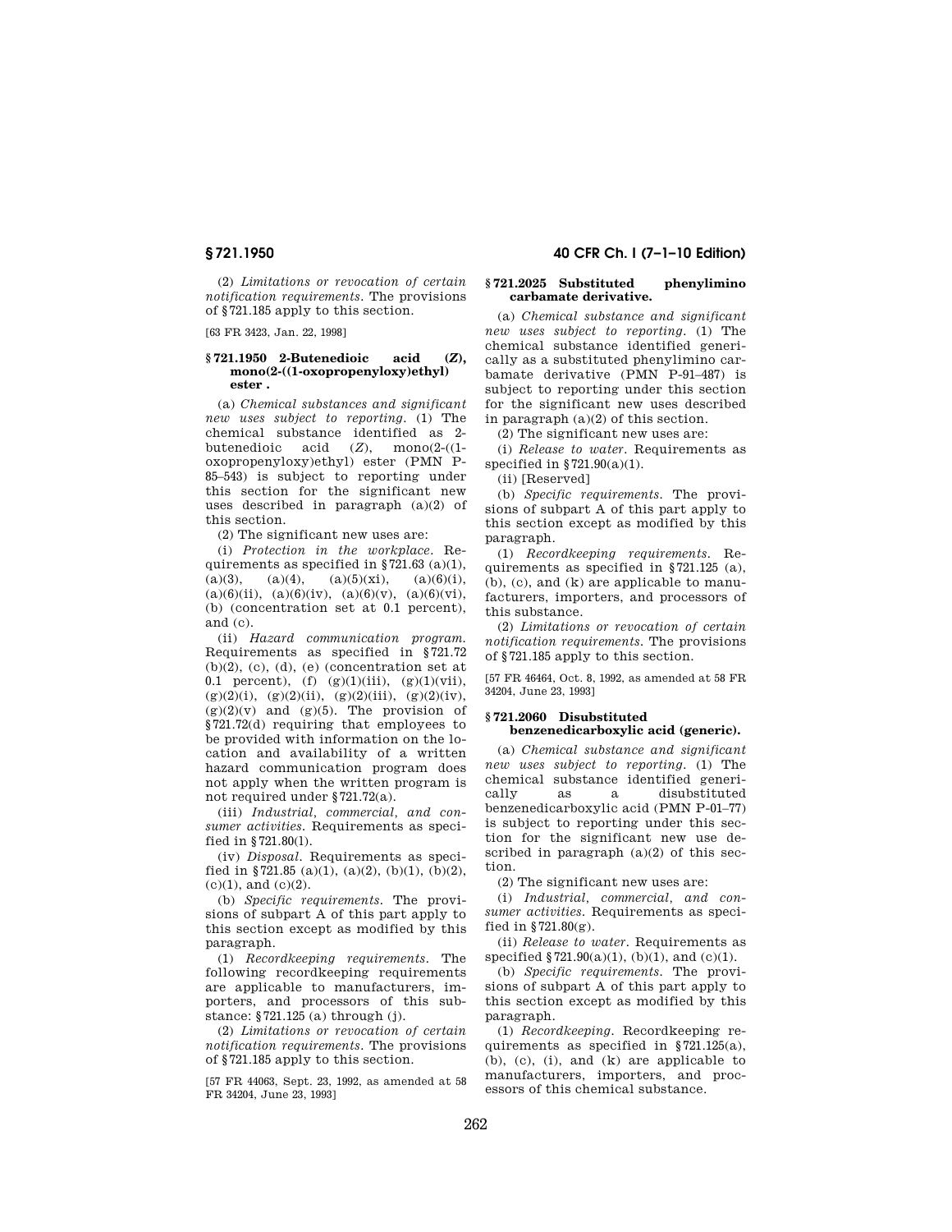(2) *Limitations or revocation of certain notification requirements*. The provisions of §721.185 apply to this section.

[63 FR 3423, Jan. 22, 1998]

### §721.1950 2-Butenedioic acid (*Z*), mono(2-((1-oxopropenyloxy)ethyl) ester .

(a) *Chemical substances and significant new uses subject to reporting*. (1) The chemical substance identified as 2-butenedioic acid (*Z*), mono(2-((1-oxopropenyloxy)ethyl) ester (PMN P-85–543) is subject to reporting under this section for the significant new uses described in paragraph (a)(2) of this section.

(2) The significant new uses are:

(i) *Protection in the workplace*. Requirements as specified in §721.63 (a)(1), (a)(3), (a)(4), (a)(5)(xi), (a)(6)(i), (a)(6)(ii), (a)(6)(iv), (a)(6)(v), (a)(6)(vi), (b) (concentration set at 0.1 percent), and (c).

(ii) *Hazard communication program*. Requirements as specified in §721.72 (b)(2), (c), (d), (e) (concentration set at 0.1 percent), (f) (g)(1)(iii), (g)(1)(vii), (g)(2)(i), (g)(2)(ii), (g)(2)(iii), (g)(2)(iv), (g)(2)(v) and (g)(5). The provision of §721.72(d) requiring that employees to be provided with information on the location and availability of a written hazard communication program does not apply when the written program is not required under §721.72(a).

(iii) *Industrial, commercial, and consumer activities*. Requirements as specified in §721.80(l).

(iv) *Disposal*. Requirements as specified in §721.85 (a)(1), (a)(2), (b)(1), (b)(2), (c)(1), and (c)(2).

(b) *Specific requirements*. The provisions of subpart A of this part apply to this section except as modified by this paragraph.

(1) *Recordkeeping requirements*. The following recordkeeping requirements are applicable to manufacturers, importers, and processors of this substance: §721.125 (a) through (j).

(2) *Limitations or revocation of certain notification requirements*. The provisions of §721.185 apply to this section.

[57 FR 44063, Sept. 23, 1992, as amended at 58 FR 34204, June 23, 1993]

### §721.2025 Substituted phenylimino carbamate derivative.

(a) *Chemical substance and significant new uses subject to reporting*. (1) The chemical substance identified generically as a substituted phenylimino carbamate derivative (PMN P-91–487) is subject to reporting under this section for the significant new uses described in paragraph (a)(2) of this section.

(2) The significant new uses are:

(i) *Release to water*. Requirements as specified in §721.90(a)(1).

(ii) [Reserved]

(b) *Specific requirements*. The provisions of subpart A of this part apply to this section except as modified by this paragraph.

(1) *Recordkeeping requirements*. Requirements as specified in §721.125 (a), (b), (c), and (k) are applicable to manufacturers, importers, and processors of this substance.

(2) *Limitations or revocation of certain notification requirements*. The provisions of §721.185 apply to this section.

[57 FR 46464, Oct. 8, 1992, as amended at 58 FR 34204, June 23, 1993]

### §721.2060 Disubstituted benzenedicarboxylic acid (generic).

(a) *Chemical substance and significant new uses subject to reporting*. (1) The chemical substance identified generically as a disubstituted benzenedicarboxylic acid (PMN P-01–77) is subject to reporting under this section for the significant new use described in paragraph (a)(2) of this section.

(2) The significant new uses are:

(i) *Industrial, commercial, and consumer activities*. Requirements as specified in §721.80(g).

(ii) *Release to water*. Requirements as specified §721.90(a)(1), (b)(1), and (c)(1).

(b) *Specific requirements*. The provisions of subpart A of this part apply to this section except as modified by this paragraph.

(1) *Recordkeeping*. Recordkeeping requirements as specified in §721.125(a), (b), (c), (i), and (k) are applicable to manufacturers, importers, and processors of this chemical substance.